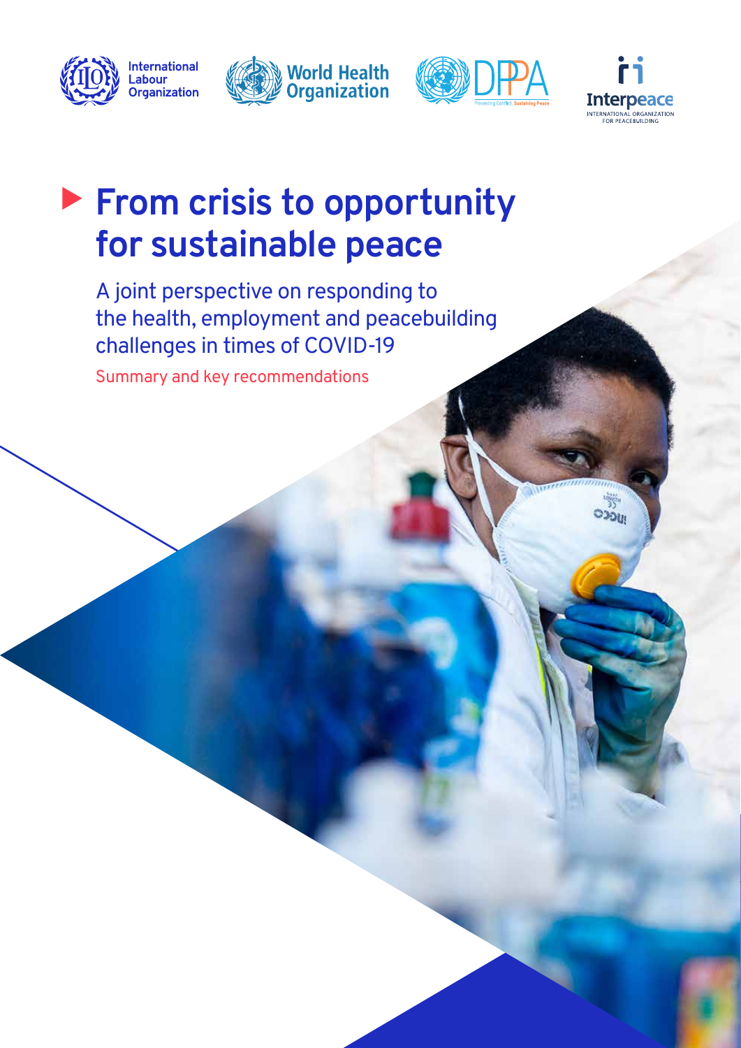# From crisis to opportunity for sustainable peace

## A joint perspective on responding to the health, employment and peacebuilding challenges in times of COVID-19

Summary and key recommendations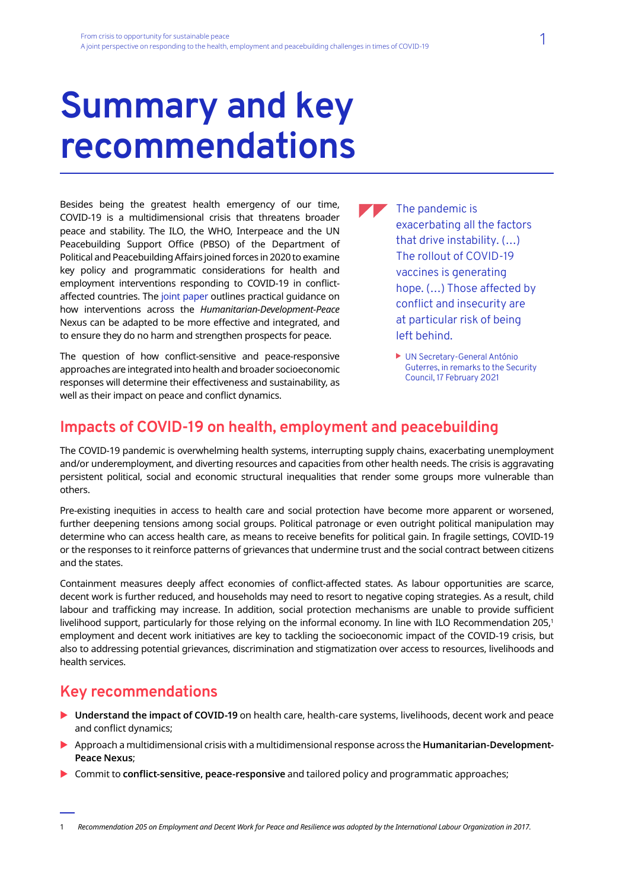# Summary and key recommendations

Besides being the greatest health emergency of our time, COVID-19 is a multidimensional crisis that threatens broader peace and stability. The ILO, the WHO, Interpeace and the UN Peacebuilding Support Office (PBSO) of the Department of Political and Peacebuilding Affairs joined forces in 2020 to examine key policy and programmatic considerations for health and employment interventions responding to COVID-19 in conflict-affected countries. The joint paper outlines practical guidance on how interventions across the *Humanitarian-Development-Peace* Nexus can be adapted to be more effective and integrated, and to ensure they do no harm and strengthen prospects for peace.

The question of how conflict-sensitive and peace-responsive approaches are integrated into health and broader socioeconomic responses will determine their effectiveness and sustainability, as well as their impact on peace and conflict dynamics.

> The pandemic is exacerbating all the factors that drive instability. (…) The rollout of COVID-19 vaccines is generating hope. (…) Those affected by conflict and insecurity are at particular risk of being left behind.
>
> ▶ UN Secretary-General António Guterres, in remarks to the Security Council, 17 February 2021

## Impacts of COVID-19 on health, employment and peacebuilding

The COVID-19 pandemic is overwhelming health systems, interrupting supply chains, exacerbating unemployment and/or underemployment, and diverting resources and capacities from other health needs. The crisis is aggravating persistent political, social and economic structural inequalities that render some groups more vulnerable than others.

Pre-existing inequities in access to health care and social protection have become more apparent or worsened, further deepening tensions among social groups. Political patronage or even outright political manipulation may determine who can access health care, as means to receive benefits for political gain. In fragile settings, COVID-19 or the responses to it reinforce patterns of grievances that undermine trust and the social contract between citizens and the states.

Containment measures deeply affect economies of conflict-affected states. As labour opportunities are scarce, decent work is further reduced, and households may need to resort to negative coping strategies. As a result, child labour and trafficking may increase. In addition, social protection mechanisms are unable to provide sufficient livelihood support, particularly for those relying on the informal economy. In line with ILO Recommendation 205,[1] employment and decent work initiatives are key to tackling the socioeconomic impact of the COVID-19 crisis, but also to addressing potential grievances, discrimination and stigmatization over access to resources, livelihoods and health services.

## Key recommendations

- **Understand the impact of COVID-19** on health care, health-care systems, livelihoods, decent work and peace and conflict dynamics;
- Approach a multidimensional crisis with a multidimensional response across the **Humanitarian-Development-Peace Nexus**;
- Commit to **conflict-sensitive, peace-responsive** and tailored policy and programmatic approaches;

1 *Recommendation 205 on Employment and Decent Work for Peace and Resilience was adopted by the International Labour Organization in 2017.*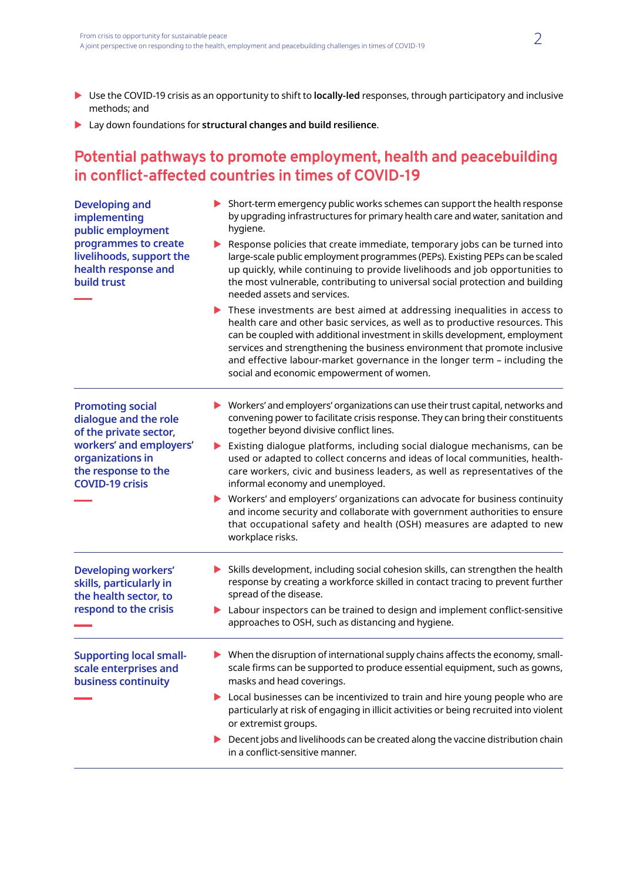- Use the COVID-19 crisis as an opportunity to shift to **locally-led** responses, through participatory and inclusive methods; and
- Lay down foundations for **structural changes and build resilience**.

## Potential pathways to promote employment, health and peacebuilding in conflict-affected countries in times of COVID-19

### Developing and implementing public employment programmes to create livelihoods, support the health response and build trust

- Short-term emergency public works schemes can support the health response by upgrading infrastructures for primary health care and water, sanitation and hygiene.
- Response policies that create immediate, temporary jobs can be turned into large-scale public employment programmes (PEPs). Existing PEPs can be scaled up quickly, while continuing to provide livelihoods and job opportunities to the most vulnerable, contributing to universal social protection and building needed assets and services.
- These investments are best aimed at addressing inequalities in access to health care and other basic services, as well as to productive resources. This can be coupled with additional investment in skills development, employment services and strengthening the business environment that promote inclusive and effective labour-market governance in the longer term – including the social and economic empowerment of women.

### Promoting social dialogue and the role of the private sector, workers' and employers' organizations in the response to the COVID-19 crisis

- Workers' and employers' organizations can use their trust capital, networks and convening power to facilitate crisis response. They can bring their constituents together beyond divisive conflict lines.
- Existing dialogue platforms, including social dialogue mechanisms, can be used or adapted to collect concerns and ideas of local communities, health-care workers, civic and business leaders, as well as representatives of the informal economy and unemployed.
- Workers' and employers' organizations can advocate for business continuity and income security and collaborate with government authorities to ensure that occupational safety and health (OSH) measures are adapted to new workplace risks.

### Developing workers' skills, particularly in the health sector, to respond to the crisis

- Skills development, including social cohesion skills, can strengthen the health response by creating a workforce skilled in contact tracing to prevent further spread of the disease.
- Labour inspectors can be trained to design and implement conflict-sensitive approaches to OSH, such as distancing and hygiene.

### Supporting local small-scale enterprises and business continuity

- When the disruption of international supply chains affects the economy, small-scale firms can be supported to produce essential equipment, such as gowns, masks and head coverings.
- Local businesses can be incentivized to train and hire young people who are particularly at risk of engaging in illicit activities or being recruited into violent or extremist groups.
- Decent jobs and livelihoods can be created along the vaccine distribution chain in a conflict-sensitive manner.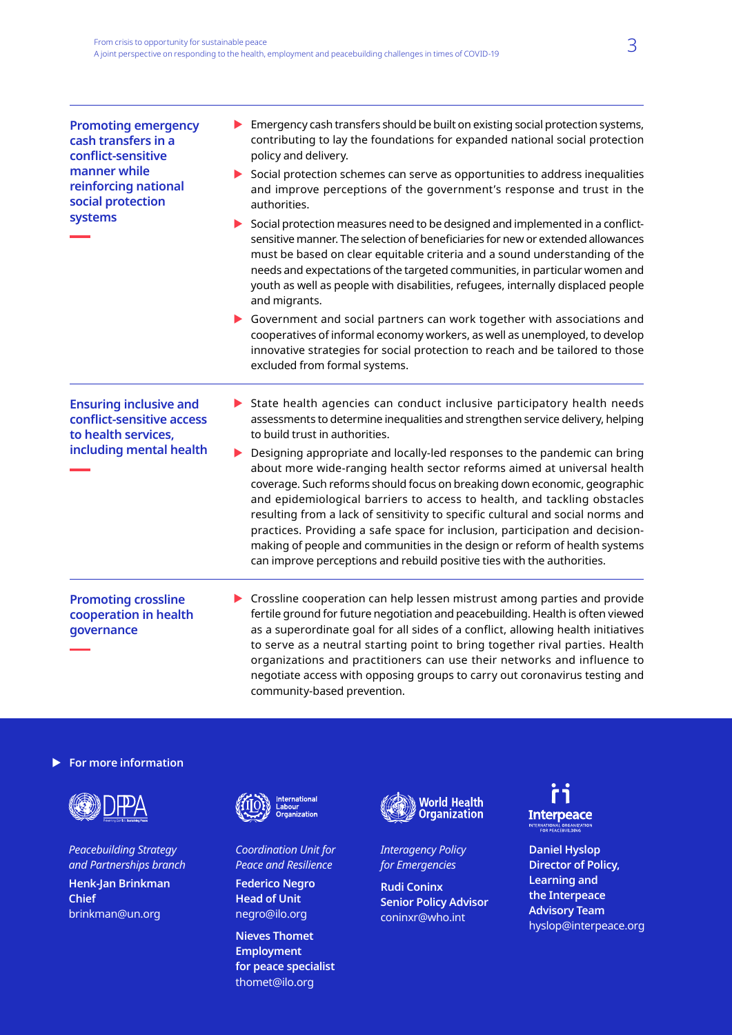**Promoting emergency cash transfers in a conflict-sensitive manner while reinforcing national social protection systems**

- Emergency cash transfers should be built on existing social protection systems, contributing to lay the foundations for expanded national social protection policy and delivery.
- Social protection schemes can serve as opportunities to address inequalities and improve perceptions of the government's response and trust in the authorities.
- Social protection measures need to be designed and implemented in a conflict-sensitive manner. The selection of beneficiaries for new or extended allowances must be based on clear equitable criteria and a sound understanding of the needs and expectations of the targeted communities, in particular women and youth as well as people with disabilities, refugees, internally displaced people and migrants.
- Government and social partners can work together with associations and cooperatives of informal economy workers, as well as unemployed, to develop innovative strategies for social protection to reach and be tailored to those excluded from formal systems.

**Ensuring inclusive and conflict-sensitive access to health services, including mental health**

- State health agencies can conduct inclusive participatory health needs assessments to determine inequalities and strengthen service delivery, helping to build trust in authorities.
- Designing appropriate and locally-led responses to the pandemic can bring about more wide-ranging health sector reforms aimed at universal health coverage. Such reforms should focus on breaking down economic, geographic and epidemiological barriers to access to health, and tackling obstacles resulting from a lack of sensitivity to specific cultural and social norms and practices. Providing a safe space for inclusion, participation and decision-making of people and communities in the design or reform of health systems can improve perceptions and rebuild positive ties with the authorities.

**Promoting crossline cooperation in health governance**

- Crossline cooperation can help lessen mistrust among parties and provide fertile ground for future negotiation and peacebuilding. Health is often viewed as a superordinate goal for all sides of a conflict, allowing health initiatives to serve as a neutral starting point to bring together rival parties. Health organizations and practitioners can use their networks and influence to negotiate access with opposing groups to carry out coronavirus testing and community-based prevention.

**For more information**

DPPA

*Peacebuilding Strategy and Partnerships branch*
**Henk-Jan Brinkman**
**Chief**
brinkman@un.org

International Labour Organization

*Coordination Unit for Peace and Resilience*
**Federico Negro**
**Head of Unit**
negro@ilo.org

**Nieves Thomet**
**Employment for peace specialist**
thomet@ilo.org

World Health Organization

*Interagency Policy for Emergencies*
**Rudi Coninx**
**Senior Policy Advisor**
coninxr@who.int

Interpeace
INTERNATIONAL ORGANIZATION FOR PEACEBUILDING

**Daniel Hyslop**
**Director of Policy, Learning and the Interpeace Advisory Team**
hyslop@interpeace.org